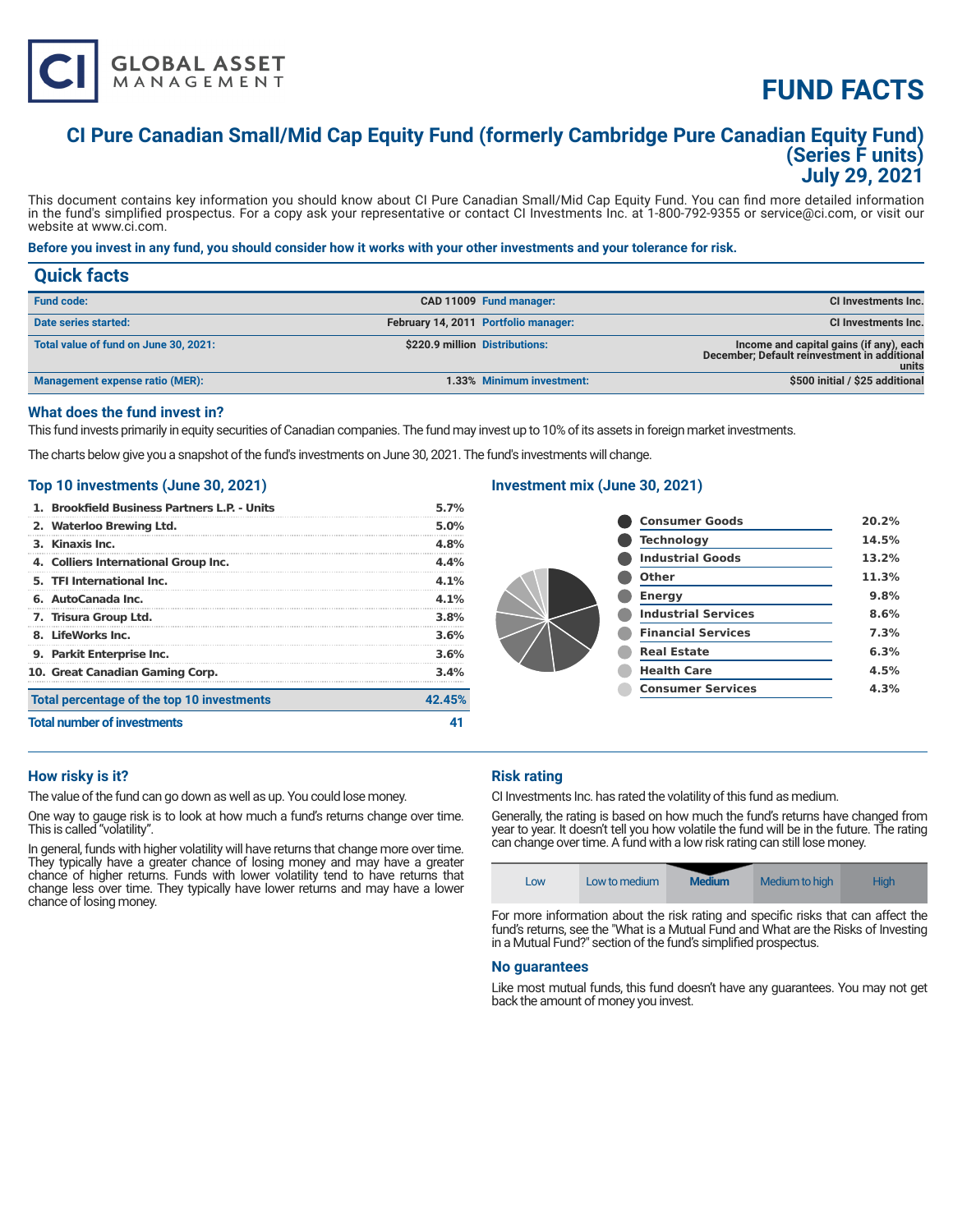CI GLOBAL ASSET MANAGEMENT

# FUND FACTS

## CI Pure Canadian Small/Mid Cap Equity Fund (formerly Cambridge Pure Canadian Equity Fund) (Series F units)
## July 29, 2021

This document contains key information you should know about CI Pure Canadian Small/Mid Cap Equity Fund. You can find more detailed information in the fund's simplified prospectus. For a copy ask your representative or contact CI Investments Inc. at 1-800-792-9355 or service@ci.com, or visit our website at www.ci.com.

**Before you invest in any fund, you should consider how it works with your other investments and your tolerance for risk.**

## Quick facts

| | | | |
|---|---|---|---|
| **Fund code:** | CAD 11009 | **Fund manager:** | CI Investments Inc. |
| **Date series started:** | February 14, 2011 | **Portfolio manager:** | CI Investments Inc. |
| **Total value of fund on June 30, 2021:** | $220.9 million | **Distributions:** | Income and capital gains (if any), each December; Default reinvestment in additional units |
| **Management expense ratio (MER):** | 1.33% | **Minimum investment:** | $500 initial / $25 additional |

### What does the fund invest in?

This fund invests primarily in equity securities of Canadian companies. The fund may invest up to 10% of its assets in foreign market investments.

The charts below give you a snapshot of the fund's investments on June 30, 2021. The fund's investments will change.

### Top 10 investments (June 30, 2021)

| | |
|---|---|
| 1. Brookfield Business Partners L.P. - Units | 5.7% |
| 2. Waterloo Brewing Ltd. | 5.0% |
| 3. Kinaxis Inc. | 4.8% |
| 4. Colliers International Group Inc. | 4.4% |
| 5. TFI International Inc. | 4.1% |
| 6. AutoCanada Inc. | 4.1% |
| 7. Trisura Group Ltd. | 3.8% |
| 8. LifeWorks Inc. | 3.6% |
| 9. Parkit Enterprise Inc. | 3.6% |
| 10. Great Canadian Gaming Corp. | 3.4% |
| **Total percentage of the top 10 investments** | **42.45%** |
| **Total number of investments** | **41** |

### Investment mix (June 30, 2021)

| | |
|---|---|
| Consumer Goods | 20.2% |
| Technology | 14.5% |
| Industrial Goods | 13.2% |
| Other | 11.3% |
| Energy | 9.8% |
| Industrial Services | 8.6% |
| Financial Services | 7.3% |
| Real Estate | 6.3% |
| Health Care | 4.5% |
| Consumer Services | 4.3% |

### How risky is it?

The value of the fund can go down as well as up. You could lose money.

One way to gauge risk is to look at how much a fund's returns change over time. This is called "volatility".

In general, funds with higher volatility will have returns that change more over time. They typically have a greater chance of losing money and may have a greater chance of higher returns. Funds with lower volatility tend to have returns that change less over time. They typically have lower returns and may have a lower chance of losing money.

### Risk rating

CI Investments Inc. has rated the volatility of this fund as medium.

Generally, the rating is based on how much the fund's returns have changed from year to year. It doesn't tell you how volatile the fund will be in the future. The rating can change over time. A fund with a low risk rating can still lose money.

| Low | Low to medium | **Medium** | Medium to high | High |
|---|---|---|---|---|

For more information about the risk rating and specific risks that can affect the fund's returns, see the "What is a Mutual Fund and What are the Risks of Investing in a Mutual Fund?" section of the fund's simplified prospectus.

### No guarantees

Like most mutual funds, this fund doesn't have any guarantees. You may not get back the amount of money you invest.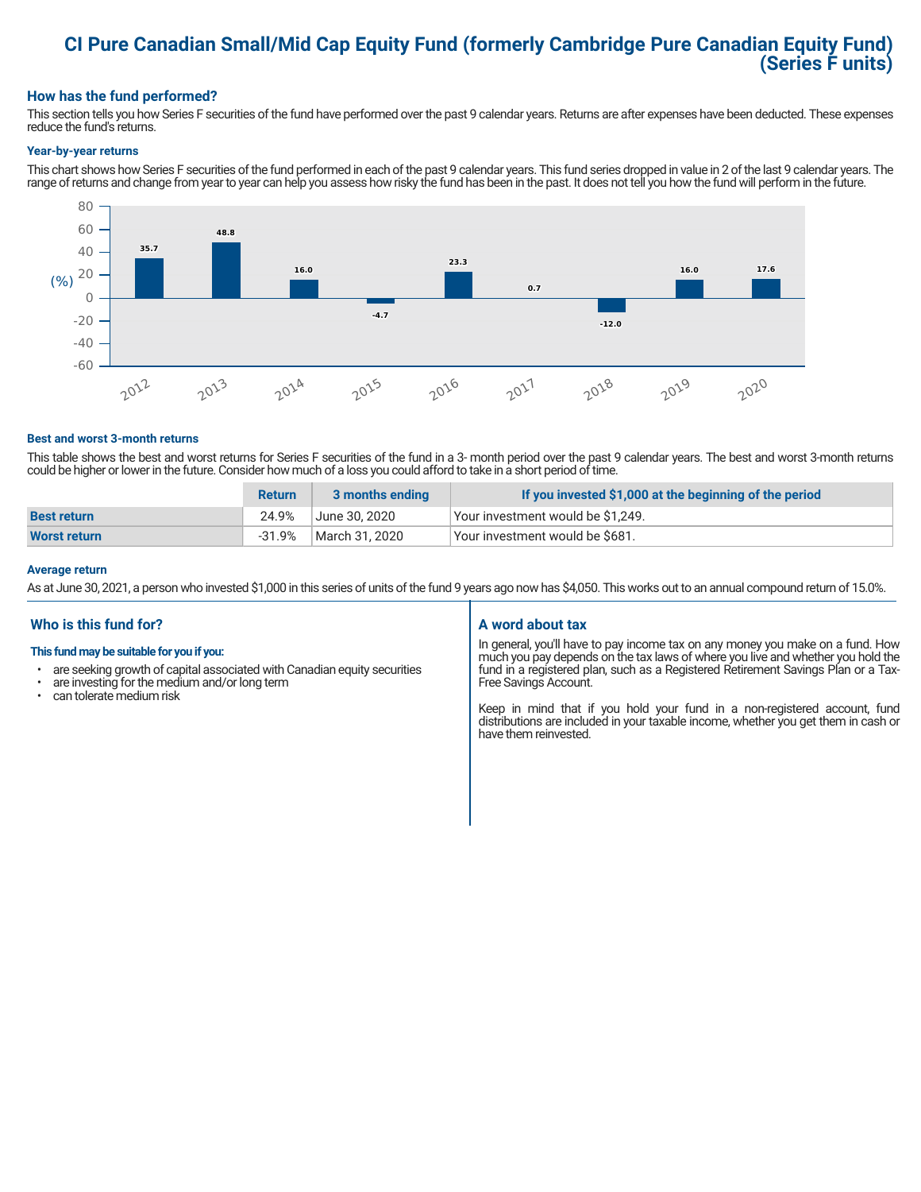# CI Pure Canadian Small/Mid Cap Equity Fund (formerly Cambridge Pure Canadian Equity Fund) (Series F units)

## How has the fund performed?

This section tells you how Series F securities of the fund have performed over the past 9 calendar years. Returns are after expenses have been deducted. These expenses reduce the fund's returns.

### Year-by-year returns

This chart shows how Series F securities of the fund performed in each of the past 9 calendar years. This fund series dropped in value in 2 of the last 9 calendar years. The range of returns and change from year to year can help you assess how risky the fund has been in the past. It does not tell you how the fund will perform in the future.

| Year | Return (%) |
|---|---|
| 2012 | 35.7 |
| 2013 | 48.8 |
| 2014 | 16.0 |
| 2015 | -4.7 |
| 2016 | 23.3 |
| 2017 | 0.7 |
| 2018 | -12.0 |
| 2019 | 16.0 |
| 2020 | 17.6 |

### Best and worst 3-month returns

This table shows the best and worst returns for Series F securities of the fund in a 3- month period over the past 9 calendar years. The best and worst 3-month returns could be higher or lower in the future. Consider how much of a loss you could afford to take in a short period of time.

| | Return | 3 months ending | If you invested $1,000 at the beginning of the period |
|---|---|---|---|
| **Best return** | 24.9% | June 30, 2020 | Your investment would be $1,249. |
| **Worst return** | -31.9% | March 31, 2020 | Your investment would be $681. |

### Average return

As at June 30, 2021, a person who invested $1,000 in this series of units of the fund 9 years ago now has $4,050. This works out to an annual compound return of 15.0%.

## Who is this fund for?

**This fund may be suitable for you if you:**

- are seeking growth of capital associated with Canadian equity securities
- are investing for the medium and/or long term
- can tolerate medium risk

## A word about tax

In general, you'll have to pay income tax on any money you make on a fund. How much you pay depends on the tax laws of where you live and whether you hold the fund in a registered plan, such as a Registered Retirement Savings Plan or a Tax-Free Savings Account.

Keep in mind that if you hold your fund in a non-registered account, fund distributions are included in your taxable income, whether you get them in cash or have them reinvested.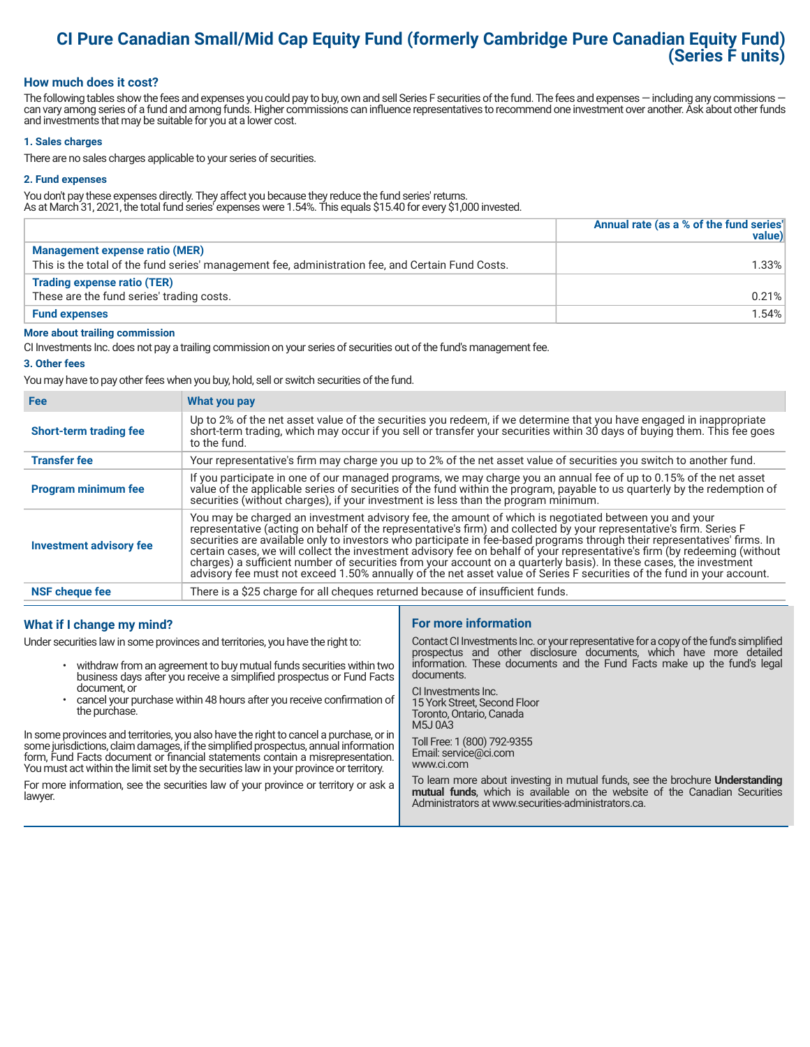# CI Pure Canadian Small/Mid Cap Equity Fund (formerly Cambridge Pure Canadian Equity Fund) (Series F units)

## How much does it cost?

The following tables show the fees and expenses you could pay to buy, own and sell Series F securities of the fund. The fees and expenses — including any commissions — can vary among series of a fund and among funds. Higher commissions can influence representatives to recommend one investment over another. Ask about other funds and investments that may be suitable for you at a lower cost.

### 1. Sales charges

There are no sales charges applicable to your series of securities.

### 2. Fund expenses

You don't pay these expenses directly. They affect you because they reduce the fund series' returns.
As at March 31, 2021, the total fund series' expenses were 1.54%. This equals $15.40 for every $1,000 invested.

| | Annual rate (as a % of the fund series' value) |
|---|---|
| **Management expense ratio (MER)**<br>This is the total of the fund series' management fee, administration fee, and Certain Fund Costs. | 1.33% |
| **Trading expense ratio (TER)**<br>These are the fund series' trading costs. | 0.21% |
| **Fund expenses** | 1.54% |

#### More about trailing commission

CI Investments Inc. does not pay a trailing commission on your series of securities out of the fund's management fee.

### 3. Other fees

You may have to pay other fees when you buy, hold, sell or switch securities of the fund.

| Fee | What you pay |
|---|---|
| **Short-term trading fee** | Up to 2% of the net asset value of the securities you redeem, if we determine that you have engaged in inappropriate short-term trading, which may occur if you sell or transfer your securities within 30 days of buying them. This fee goes to the fund. |
| **Transfer fee** | Your representative's firm may charge you up to 2% of the net asset value of securities you switch to another fund. |
| **Program minimum fee** | If you participate in one of our managed programs, we may charge you an annual fee of up to 0.15% of the net asset value of the applicable series of securities of the fund within the program, payable to us quarterly by the redemption of securities (without charges), if your investment is less than the program minimum. |
| **Investment advisory fee** | You may be charged an investment advisory fee, the amount of which is negotiated between you and your representative (acting on behalf of the representative's firm) and collected by your representative's firm. Series F securities are available only to investors who participate in fee-based programs through their representatives' firms. In certain cases, we will collect the investment advisory fee on behalf of your representative's firm (by redeeming (without charges) a sufficient number of securities from your account on a quarterly basis). In these cases, the investment advisory fee must not exceed 1.50% annually of the net asset value of Series F securities of the fund in your account. |
| **NSF cheque fee** | There is a $25 charge for all cheques returned because of insufficient funds. |

## What if I change my mind?

Under securities law in some provinces and territories, you have the right to:

- withdraw from an agreement to buy mutual funds securities within two business days after you receive a simplified prospectus or Fund Facts document, or
- cancel your purchase within 48 hours after you receive confirmation of the purchase.

In some provinces and territories, you also have the right to cancel a purchase, or in some jurisdictions, claim damages, if the simplified prospectus, annual information form, Fund Facts document or financial statements contain a misrepresentation. You must act within the limit set by the securities law in your province or territory.

For more information, see the securities law of your province or territory or ask a lawyer.

## For more information

Contact CI Investments Inc. or your representative for a copy of the fund's simplified prospectus and other disclosure documents, which have more detailed information. These documents and the Fund Facts make up the fund's legal documents.

CI Investments Inc.
15 York Street, Second Floor
Toronto, Ontario, Canada
M5J 0A3

Toll Free: 1 (800) 792-9355
Email: service@ci.com
www.ci.com

To learn more about investing in mutual funds, see the brochure **Understanding mutual funds**, which is available on the website of the Canadian Securities Administrators at www.securities-administrators.ca.